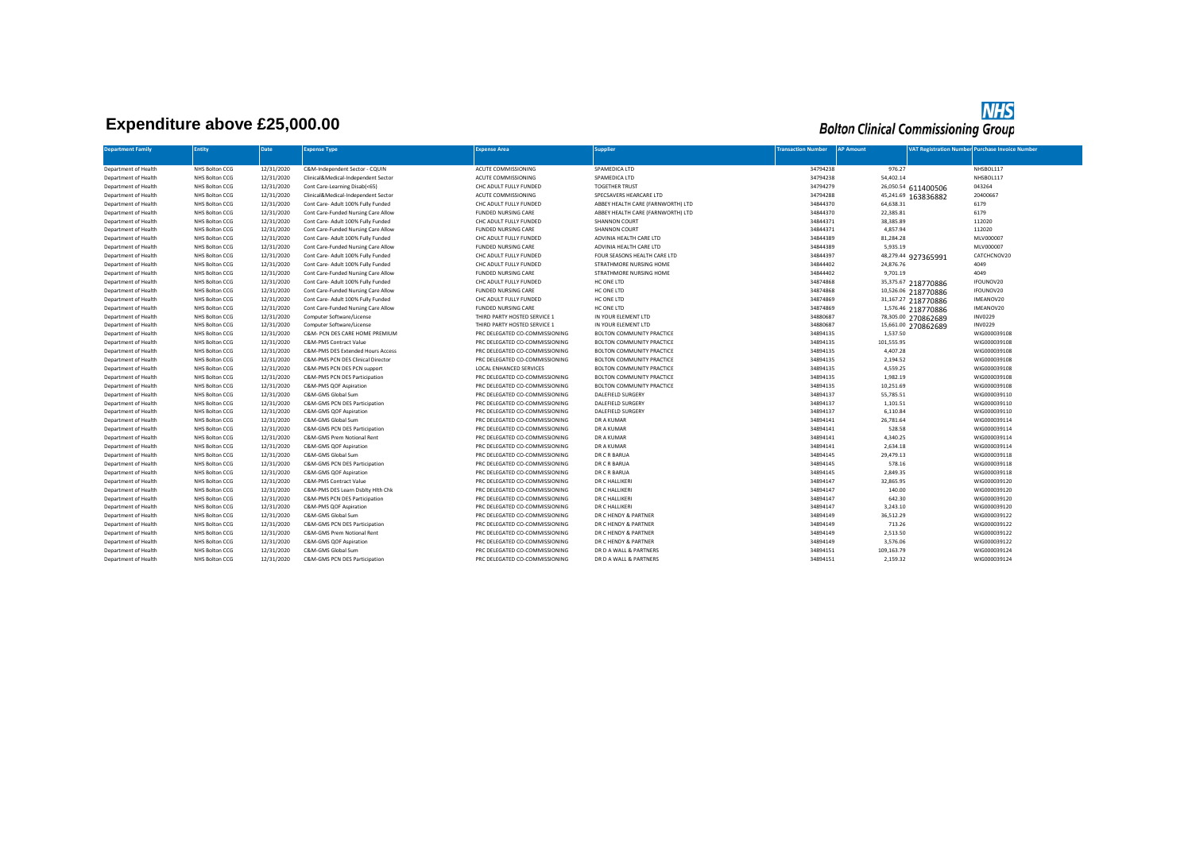# Expenditure above £25,000.00

**NHS Bolton Clinical Commissioning Group**

| Department Family | Entity | Date | Expense Type | Expense Area | Supplier | Transaction Number | AP Amount | VAT Registration Number | Purchase Invoice Number |
|---|---|---|---|---|---|---|---|---|---|
| Department of Health | NHS Bolton CCG | 12/31/2020 | C&M-Independent Sector - CQUIN | ACUTE COMMISSIONING | SPAMEDICA LTD | 34794238 | 976.27 | | NHSBOL117 |
| Department of Health | NHS Bolton CCG | 12/31/2020 | Clinical&Medical-Independent Sector | ACUTE COMMISSIONING | SPAMEDICA LTD | 34794238 | 54,402.14 | | NHSBOL117 |
| Department of Health | NHS Bolton CCG | 12/31/2020 | Cont Care-Learning Disab(<65) | CHC ADULT FULLY FUNDED | TOGETHER TRUST | 34794279 | 26,050.54 | 611400506 | 043264 |
| Department of Health | NHS Bolton CCG | 12/31/2020 | Clinical&Medical-Independent Sector | ACUTE COMMISSIONING | SPECSAVERS HEARCARE LTD | 34794288 | 45,241.69 | 163836882 | 20400667 |
| Department of Health | NHS Bolton CCG | 12/31/2020 | Cont Care- Adult 100% Fully Funded | CHC ADULT FULLY FUNDED | ABBEY HEALTH CARE (FARNWORTH) LTD | 34844370 | 64,638.31 | | 6179 |
| Department of Health | NHS Bolton CCG | 12/31/2020 | Cont Care-Funded Nursing Care Allow | FUNDED NURSING CARE | ABBEY HEALTH CARE (FARNWORTH) LTD | 34844370 | 22,385.81 | | 6179 |
| Department of Health | NHS Bolton CCG | 12/31/2020 | Cont Care- Adult 100% Fully Funded | CHC ADULT FULLY FUNDED | SHANNON COURT | 34844371 | 38,385.89 | | 112020 |
| Department of Health | NHS Bolton CCG | 12/31/2020 | Cont Care-Funded Nursing Care Allow | FUNDED NURSING CARE | SHANNON COURT | 34844371 | 4,857.94 | | 112020 |
| Department of Health | NHS Bolton CCG | 12/31/2020 | Cont Care- Adult 100% Fully Funded | CHC ADULT FULLY FUNDED | ADVINIA HEALTH CARE LTD | 34844389 | 81,284.28 | | MLV000007 |
| Department of Health | NHS Bolton CCG | 12/31/2020 | Cont Care-Funded Nursing Care Allow | FUNDED NURSING CARE | ADVINIA HEALTH CARE LTD | 34844389 | 5,935.19 | | MLV000007 |
| Department of Health | NHS Bolton CCG | 12/31/2020 | Cont Care- Adult 100% Fully Funded | CHC ADULT FULLY FUNDED | FOUR SEASONS HEALTH CARE LTD | 34844397 | 48,279.44 | 927365991 | CATCHCNOV20 |
| Department of Health | NHS Bolton CCG | 12/31/2020 | Cont Care- Adult 100% Fully Funded | CHC ADULT FULLY FUNDED | STRATHMORE NURSING HOME | 34844402 | 24,876.76 | | 4049 |
| Department of Health | NHS Bolton CCG | 12/31/2020 | Cont Care-Funded Nursing Care Allow | FUNDED NURSING CARE | STRATHMORE NURSING HOME | 34844402 | 9,701.19 | | 4049 |
| Department of Health | NHS Bolton CCG | 12/31/2020 | Cont Care- Adult 100% Fully Funded | CHC ADULT FULLY FUNDED | HC ONE LTD | 34874868 | 35,375.67 | 218770886 | IFOUNOV20 |
| Department of Health | NHS Bolton CCG | 12/31/2020 | Cont Care-Funded Nursing Care Allow | FUNDED NURSING CARE | HC ONE LTD | 34874868 | 10,526.06 | 218770886 | IFOUNOV20 |
| Department of Health | NHS Bolton CCG | 12/31/2020 | Cont Care- Adult 100% Fully Funded | CHC ADULT FULLY FUNDED | HC ONE LTD | 34874869 | 31,167.27 | 218770886 | IMEANOV20 |
| Department of Health | NHS Bolton CCG | 12/31/2020 | Cont Care-Funded Nursing Care Allow | FUNDED NURSING CARE | HC ONE LTD | 34874869 | 1,576.46 | 218770886 | IMEANOV20 |
| Department of Health | NHS Bolton CCG | 12/31/2020 | Computer Software/License | THIRD PARTY HOSTED SERVICE 1 | IN YOUR ELEMENT LTD | 34880687 | 78,305.00 | 270862689 | INV0229 |
| Department of Health | NHS Bolton CCG | 12/31/2020 | Computer Software/License | THIRD PARTY HOSTED SERVICE 1 | IN YOUR ELEMENT LTD | 34880687 | 15,661.00 | 270862689 | INV0229 |
| Department of Health | NHS Bolton CCG | 12/31/2020 | C&M- PCN DES CARE HOME PREMIUM | PRC DELEGATED CO-COMMISSIONING | BOLTON COMMUNITY PRACTICE | 34894135 | 1,537.50 | | WIG000039108 |
| Department of Health | NHS Bolton CCG | 12/31/2020 | C&M-PMS Contract Value | PRC DELEGATED CO-COMMISSIONING | BOLTON COMMUNITY PRACTICE | 34894135 | 101,555.95 | | WIG000039108 |
| Department of Health | NHS Bolton CCG | 12/31/2020 | C&M-PMS DES Extended Hours Access | PRC DELEGATED CO-COMMISSIONING | BOLTON COMMUNITY PRACTICE | 34894135 | 4,407.28 | | WIG000039108 |
| Department of Health | NHS Bolton CCG | 12/31/2020 | C&M-PMS PCN DES Clinical Director | PRC DELEGATED CO-COMMISSIONING | BOLTON COMMUNITY PRACTICE | 34894135 | 2,194.52 | | WIG000039108 |
| Department of Health | NHS Bolton CCG | 12/31/2020 | C&M-PMS PCN DES PCN support | LOCAL ENHANCED SERVICES | BOLTON COMMUNITY PRACTICE | 34894135 | 4,559.25 | | WIG000039108 |
| Department of Health | NHS Bolton CCG | 12/31/2020 | C&M-PMS PCN DES Participation | PRC DELEGATED CO-COMMISSIONING | BOLTON COMMUNITY PRACTICE | 34894135 | 1,982.19 | | WIG000039108 |
| Department of Health | NHS Bolton CCG | 12/31/2020 | C&M-PMS QOF Aspiration | PRC DELEGATED CO-COMMISSIONING | BOLTON COMMUNITY PRACTICE | 34894135 | 10,251.69 | | WIG000039108 |
| Department of Health | NHS Bolton CCG | 12/31/2020 | C&M-GMS Global Sum | PRC DELEGATED CO-COMMISSIONING | DALEFIELD SURGERY | 34894137 | 55,785.51 | | WIG000039110 |
| Department of Health | NHS Bolton CCG | 12/31/2020 | C&M-GMS PCN DES Participation | PRC DELEGATED CO-COMMISSIONING | DALEFIELD SURGERY | 34894137 | 1,101.51 | | WIG000039110 |
| Department of Health | NHS Bolton CCG | 12/31/2020 | C&M-GMS QOF Aspiration | PRC DELEGATED CO-COMMISSIONING | DALEFIELD SURGERY | 34894137 | 6,110.84 | | WIG000039110 |
| Department of Health | NHS Bolton CCG | 12/31/2020 | C&M-GMS Global Sum | PRC DELEGATED CO-COMMISSIONING | DR A KUMAR | 34894141 | 26,781.64 | | WIG000039114 |
| Department of Health | NHS Bolton CCG | 12/31/2020 | C&M-GMS PCN DES Participation | PRC DELEGATED CO-COMMISSIONING | DR A KUMAR | 34894141 | 528.58 | | WIG000039114 |
| Department of Health | NHS Bolton CCG | 12/31/2020 | C&M-GMS Prem Notional Rent | PRC DELEGATED CO-COMMISSIONING | DR A KUMAR | 34894141 | 4,340.25 | | WIG000039114 |
| Department of Health | NHS Bolton CCG | 12/31/2020 | C&M-GMS QOF Aspiration | PRC DELEGATED CO-COMMISSIONING | DR A KUMAR | 34894141 | 2,634.18 | | WIG000039114 |
| Department of Health | NHS Bolton CCG | 12/31/2020 | C&M-GMS Global Sum | PRC DELEGATED CO-COMMISSIONING | DR C R BARUA | 34894145 | 29,479.13 | | WIG000039118 |
| Department of Health | NHS Bolton CCG | 12/31/2020 | C&M-GMS PCN DES Participation | PRC DELEGATED CO-COMMISSIONING | DR C R BARUA | 34894145 | 578.16 | | WIG000039118 |
| Department of Health | NHS Bolton CCG | 12/31/2020 | C&M-GMS QOF Aspiration | PRC DELEGATED CO-COMMISSIONING | DR C R BARUA | 34894145 | 2,849.35 | | WIG000039118 |
| Department of Health | NHS Bolton CCG | 12/31/2020 | C&M-PMS Contract Value | PRC DELEGATED CO-COMMISSIONING | DR C HALLIKERI | 34894147 | 32,865.95 | | WIG000039120 |
| Department of Health | NHS Bolton CCG | 12/31/2020 | C&M-PMS DES Learn Dsblty Hlth Chk | PRC DELEGATED CO-COMMISSIONING | DR C HALLIKERI | 34894147 | 140.00 | | WIG000039120 |
| Department of Health | NHS Bolton CCG | 12/31/2020 | C&M-PMS PCN DES Participation | PRC DELEGATED CO-COMMISSIONING | DR C HALLIKERI | 34894147 | 642.30 | | WIG000039120 |
| Department of Health | NHS Bolton CCG | 12/31/2020 | C&M-PMS QOF Aspiration | PRC DELEGATED CO-COMMISSIONING | DR C HALLIKERI | 34894147 | 3,243.10 | | WIG000039120 |
| Department of Health | NHS Bolton CCG | 12/31/2020 | C&M-GMS Global Sum | PRC DELEGATED CO-COMMISSIONING | DR C HENDY & PARTNER | 34894149 | 36,512.29 | | WIG000039122 |
| Department of Health | NHS Bolton CCG | 12/31/2020 | C&M-GMS PCN DES Participation | PRC DELEGATED CO-COMMISSIONING | DR C HENDY & PARTNER | 34894149 | 713.26 | | WIG000039122 |
| Department of Health | NHS Bolton CCG | 12/31/2020 | C&M-GMS Prem Notional Rent | PRC DELEGATED CO-COMMISSIONING | DR C HENDY & PARTNER | 34894149 | 2,513.50 | | WIG000039122 |
| Department of Health | NHS Bolton CCG | 12/31/2020 | C&M-GMS QOF Aspiration | PRC DELEGATED CO-COMMISSIONING | DR C HENDY & PARTNER | 34894149 | 3,576.06 | | WIG000039122 |
| Department of Health | NHS Bolton CCG | 12/31/2020 | C&M-GMS Global Sum | PRC DELEGATED CO-COMMISSIONING | DR D A WALL & PARTNERS | 34894151 | 109,163.79 | | WIG000039124 |
| Department of Health | NHS Bolton CCG | 12/31/2020 | C&M-GMS PCN DES Participation | PRC DELEGATED CO-COMMISSIONING | DR D A WALL & PARTNERS | 34894151 | 2,159.32 | | WIG000039124 |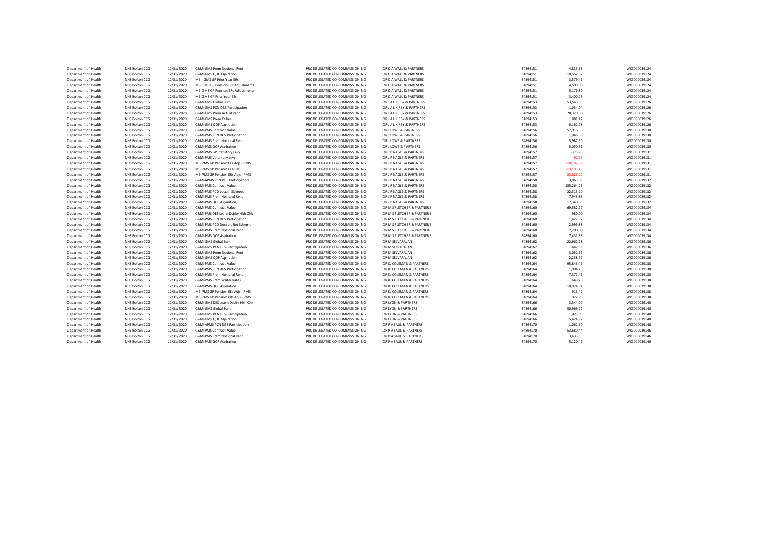| | | | | | | | | |
|---|---|---|---|---|---|---|---|---|
| Department of Health | NHS Bolton CCG | 12/31/2020 | C&M-GMS Prem Notional Rent | PRC DELEGATED CO-COMMISSIONING | DR D A WALL & PARTNERS | 34894151 | 4,833.33 | WIG000039124 |
| Department of Health | NHS Bolton CCG | 12/31/2020 | C&M-GMS QOF Aspiration | PRC DELEGATED CO-COMMISSIONING | DR D A WALL & PARTNERS | 34894151 | 10,552.57 | WIG000039124 |
| Department of Health | NHS Bolton CCG | 12/31/2020 | ME - GMS GP Prior Year ERs | PRC DELEGATED CO-COMMISSIONING | DR D A WALL & PARTNERS | 34894151 | 3,579.41 | WIG000039124 |
| Department of Health | NHS Bolton CCG | 12/31/2020 | ME-GMS GP Pension EEs Adjustments | PRC DELEGATED CO-COMMISSIONING | DR D A WALL & PARTNERS | 34894151 | 4,500.00 | WIG000039124 |
| Department of Health | NHS Bolton CCG | 12/31/2020 | ME-GMS GP Pension ERs Adjustments | PRC DELEGATED CO-COMMISSIONING | DR D A WALL & PARTNERS | 34894151 | 5,176.80 | WIG000039124 |
| Department of Health | NHS Bolton CCG | 12/31/2020 | ME-GMS GP Prior Year EEs | PRC DELEGATED CO-COMMISSIONING | DR D A WALL & PARTNERS | 34894151 | 3,400.26 | WIG000039124 |
| Department of Health | NHS Bolton CCG | 12/31/2020 | C&M-GMS Global Sum | PRC DELEGATED CO-COMMISSIONING | DR J A L KIRBY & PARTNERS | 34894153 | 53,563.33 | WIG000039126 |
| Department of Health | NHS Bolton CCG | 12/31/2020 | C&M-GMS PCN DES Participation | PRC DELEGATED CO-COMMISSIONING | DR J A L KIRBY & PARTNERS | 34894153 | 1,034.04 | WIG000039126 |
| Department of Health | NHS Bolton CCG | 12/31/2020 | C&M-GMS Prem Actual Rent | PRC DELEGATED CO-COMMISSIONING | DR J A L KIRBY & PARTNERS | 34894153 | 28,320.00 | WIG000039126 |
| Department of Health | NHS Bolton CCG | 12/31/2020 | C&M-GMS Prem Other | PRC DELEGATED CO-COMMISSIONING | DR J A L KIRBY & PARTNERS | 34894153 | 881.12 | WIG000039126 |
| Department of Health | NHS Bolton CCG | 12/31/2020 | C&M-GMS QOF Aspiration | PRC DELEGATED CO-COMMISSIONING | DR J A L KIRBY & PARTNERS | 34894153 | 5,162.78 | WIG000039126 |
| Department of Health | NHS Bolton CCG | 12/31/2020 | C&M-PMS Contract Value | PRC DELEGATED CO-COMMISSIONING | DR J LOWE & PARTNERS | 34894156 | 52,916.56 | WIG000039130 |
| Department of Health | NHS Bolton CCG | 12/31/2020 | C&M-PMS PCN DES Participation | PRC DELEGATED CO-COMMISSIONING | DR J LOWE & PARTNERS | 34894156 | 1,046.89 | WIG000039130 |
| Department of Health | NHS Bolton CCG | 12/31/2020 | C&M-PMS Prem Notional Rent | PRC DELEGATED CO-COMMISSIONING | DR J LOWE & PARTNERS | 34894156 | 5,987.50 | WIG000039130 |
| Department of Health | NHS Bolton CCG | 12/31/2020 | C&M-PMS QOF Aspiration | PRC DELEGATED CO-COMMISSIONING | DR J LOWE & PARTNERS | 34894156 | 5,050.61 | WIG000039130 |
| Department of Health | NHS Bolton CCG | 12/31/2020 | C&M-PMS GP Statutory Levy | PRC DELEGATED CO-COMMISSIONING | DR J P NAGLE & PARTNERS | 34894157 | -375.76 | WIG000039131 |
| Department of Health | NHS Bolton CCG | 12/31/2020 | C&M-PMS Voluntary Levy | PRC DELEGATED CO-COMMISSIONING | DR J P NAGLE & PARTNERS | 34894157 | -92.23 | WIG000039131 |
| Department of Health | NHS Bolton CCG | 12/31/2020 | ME-PMS GP Pension EEs Adjs - PMS | PRC DELEGATED CO-COMMISSIONING | DR J P NAGLE & PARTNERS | 34894157 | -10,197.00 | WIG000039131 |
| Department of Health | NHS Bolton CCG | 12/31/2020 | ME-PMS GP Pension EEs-PMS | PRC DELEGATED CO-COMMISSIONING | DR J P NAGLE & PARTNERS | 34894157 | -13,193.19 | WIG000039131 |
| Department of Health | NHS Bolton CCG | 12/31/2020 | ME-PMS GP Pension ERs Adjs - PMS | PRC DELEGATED CO-COMMISSIONING | DR J P NAGLE & PARTNERS | 34894157 | -23,625.22 | WIG000039131 |
| Department of Health | NHS Bolton CCG | 12/31/2020 | C&M-APMS PCN DES Participation | PRC DELEGATED CO-COMMISSIONING | DR J P NAGLE & PARTNERS | 34894158 | 3,063.69 | WIG000039132 |
| Department of Health | NHS Bolton CCG | 12/31/2020 | C&M-PMS Contract Value | PRC DELEGATED CO-COMMISSIONING | DR J P NAGLE & PARTNERS | 34894158 | 155,264.25 | WIG000039132 |
| Department of Health | NHS Bolton CCG | 12/31/2020 | C&M-PMS PCO Locum Sickness | PRC DELEGATED CO-COMMISSIONING | DR J P NAGLE & PARTNERS | 34894158 | 22,315.20 | WIG000039132 |
| Department of Health | NHS Bolton CCG | 12/31/2020 | C&M-PMS Prem Notional Rent | PRC DELEGATED CO-COMMISSIONING | DR J P NAGLE & PARTNERS | 34894158 | 7,945.83 | WIG000039132 |
| Department of Health | NHS Bolton CCG | 12/31/2020 | C&M-PMS QOF Aspiration | PRC DELEGATED CO-COMMISSIONING | DR J P NAGLE & PARTNERS | 34894158 | 17,340.83 | WIG000039132 |
| Department of Health | NHS Bolton CCG | 12/31/2020 | C&M-PMS Contract Value | PRC DELEGATED CO-COMMISSIONING | DR M S FLETCHER & PARTNERS | 34894160 | 69,582.77 | WIG000039134 |
| Department of Health | NHS Bolton CCG | 12/31/2020 | C&M-PMS DES Learn Dsblty Hlth Chk | PRC DELEGATED CO-COMMISSIONING | DR M S FLETCHER & PARTNERS | 34894160 | 980.00 | WIG000039134 |
| Department of Health | NHS Bolton CCG | 12/31/2020 | C&M-PMS PCN DES Participation | PRC DELEGATED CO-COMMISSIONING | DR M S FLETCHER & PARTNERS | 34894160 | 1,422.92 | WIG000039134 |
| Department of Health | NHS Bolton CCG | 12/31/2020 | C&M-PMS PCO Doctors Ret Scheme | PRC DELEGATED CO-COMMISSIONING | DR M S FLETCHER & PARTNERS | 34894160 | 2,999.88 | WIG000039134 |
| Department of Health | NHS Bolton CCG | 12/31/2020 | C&M-PMS Prem Notional Rent | PRC DELEGATED CO-COMMISSIONING | DR M S FLETCHER & PARTNERS | 34894160 | 2,700.00 | WIG000039134 |
| Department of Health | NHS Bolton CCG | 12/31/2020 | C&M-PMS QOF Aspiration | PRC DELEGATED CO-COMMISSIONING | DR M S FLETCHER & PARTNERS | 34894160 | 7,431.38 | WIG000039134 |
| Department of Health | NHS Bolton CCG | 12/31/2020 | C&M-GMS Global Sum | PRC DELEGATED CO-COMMISSIONING | DR M SELVARAJAN | 34894162 | 22,662.28 | WIG000039136 |
| Department of Health | NHS Bolton CCG | 12/31/2020 | C&M-GMS PCN DES Participation | PRC DELEGATED CO-COMMISSIONING | DR M SELVARAJAN | 34894162 | 447.09 | WIG000039136 |
| Department of Health | NHS Bolton CCG | 12/31/2020 | C&M-GMS Prem Notional Rent | PRC DELEGATED CO-COMMISSIONING | DR M SELVARAJAN | 34894162 | 3,051.67 | WIG000039136 |
| Department of Health | NHS Bolton CCG | 12/31/2020 | C&M-GMS QOF Aspiration | PRC DELEGATED CO-COMMISSIONING | DR M SELVARAJAN | 34894162 | 2,238.97 | WIG000039136 |
| Department of Health | NHS Bolton CCG | 12/31/2020 | C&M-PMS Contract Value | PRC DELEGATED CO-COMMISSIONING | DR KJ COLEMAN & PARTNERS | 34894164 | 95,843.49 | WIG000039138 |
| Department of Health | NHS Bolton CCG | 12/31/2020 | C&M-PMS PCN DES Participation | PRC DELEGATED CO-COMMISSIONING | DR KJ COLEMAN & PARTNERS | 34894164 | 1,904.20 | WIG000039138 |
| Department of Health | NHS Bolton CCG | 12/31/2020 | C&M-PMS Prem Notional Rent | PRC DELEGATED CO-COMMISSIONING | DR KJ COLEMAN & PARTNERS | 34894164 | 7,371.41 | WIG000039138 |
| Department of Health | NHS Bolton CCG | 12/31/2020 | C&M-PMS Prem Water Rates | PRC DELEGATED CO-COMMISSIONING | DR KJ COLEMAN & PARTNERS | 34894164 | 649.20 | WIG000039138 |
| Department of Health | NHS Bolton CCG | 12/31/2020 | C&M-PMS QOF Aspiration | PRC DELEGATED CO-COMMISSIONING | DR KJ COLEMAN & PARTNERS | 34894164 | 10,924.01 | WIG000039138 |
| Department of Health | NHS Bolton CCG | 12/31/2020 | ME-PMS GP Pension EEs Adjs - PMS | PRC DELEGATED CO-COMMISSIONING | DR KJ COLEMAN & PARTNERS | 34894164 | 913.42 | WIG000039138 |
| Department of Health | NHS Bolton CCG | 12/31/2020 | ME-PMS GP Pension ERs Adjs - PMS | PRC DELEGATED CO-COMMISSIONING | DR KJ COLEMAN & PARTNERS | 34894164 | 972.96 | WIG000039138 |
| Department of Health | NHS Bolton CCG | 12/31/2020 | C&M-GMS DES Learn Dsblty Hlth Chk | PRC DELEGATED CO-COMMISSIONING | DR LYON & PARTNERS | 34894166 | 3,544.00 | WIG000039140 |
| Department of Health | NHS Bolton CCG | 12/31/2020 | C&M-GMS Global Sum | PRC DELEGATED CO-COMMISSIONING | DR LYON & PARTNERS | 34894166 | 50,969.72 | WIG000039140 |
| Department of Health | NHS Bolton CCG | 12/31/2020 | C&M-GMS PCN DES Participation | PRC DELEGATED CO-COMMISSIONING | DR LYON & PARTNERS | 34894166 | 1,025.05 | WIG000039140 |
| Department of Health | NHS Bolton CCG | 12/31/2020 | C&M-GMS QOF Aspiration | PRC DELEGATED CO-COMMISSIONING | DR LYON & PARTNERS | 34894166 | 5,424.97 | WIG000039140 |
| Department of Health | NHS Bolton CCG | 12/31/2020 | C&M-APMS PCN DES Participation | PRC DELEGATED CO-COMMISSIONING | DR P A SAUL & PARTNERS | 34894170 | 1,062.60 | WIG000039146 |
| Department of Health | NHS Bolton CCG | 12/31/2020 | C&M-PMS Contract Value | PRC DELEGATED CO-COMMISSIONING | DR P A SAUL & PARTNERS | 34894170 | 53,680.44 | WIG000039146 |
| Department of Health | NHS Bolton CCG | 12/31/2020 | C&M-PMS Prem Notional Rent | PRC DELEGATED CO-COMMISSIONING | DR P A SAUL & PARTNERS | 34894170 | 3,633.33 | WIG000039146 |
| Department of Health | NHS Bolton CCG | 12/31/2020 | C&M-PMS QOF Aspiration | PRC DELEGATED CO-COMMISSIONING | DR P A SAUL & PARTNERS | 34894170 | 5,120.49 | WIG000039146 |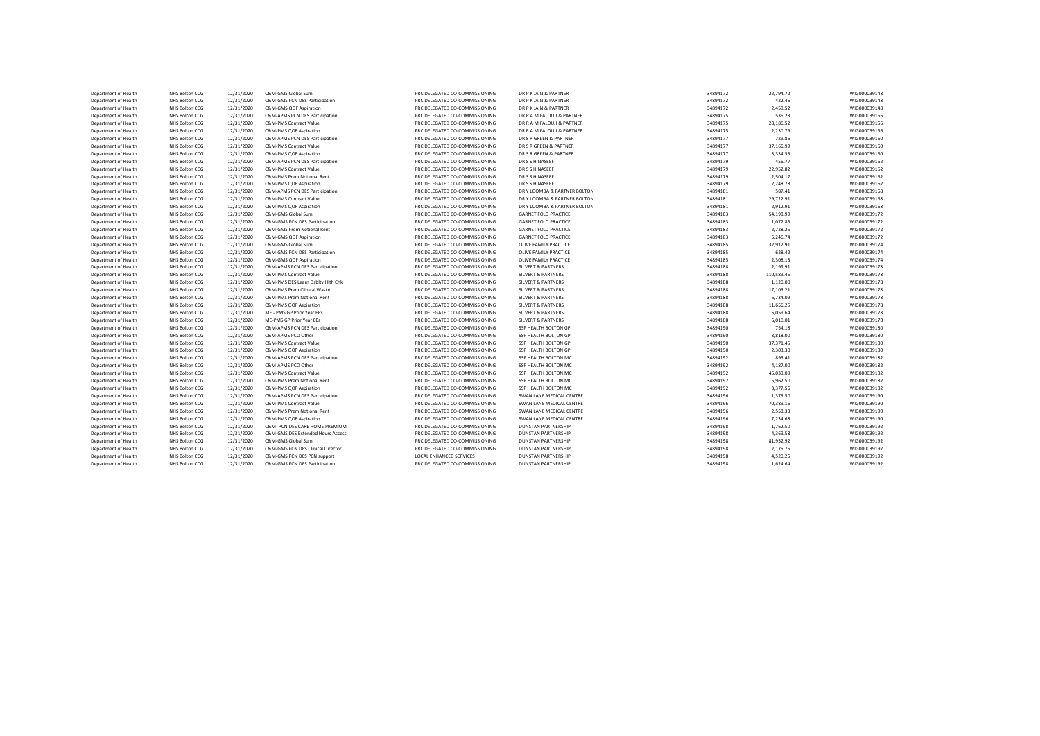| | | | | | | | | |
|---|---|---|---|---|---|---|---|---|
| Department of Health | NHS Bolton CCG | 12/31/2020 | C&M-GMS Global Sum | PRC DELEGATED CO-COMMISSIONING | DR P K JAIN & PARTNER | 34894172 | 22,794.72 | WIG000039148 |
| Department of Health | NHS Bolton CCG | 12/31/2020 | C&M-GMS PCN DES Participation | PRC DELEGATED CO-COMMISSIONING | DR P K JAIN & PARTNER | 34894172 | 422.46 | WIG000039148 |
| Department of Health | NHS Bolton CCG | 12/31/2020 | C&M-GMS QOF Aspiration | PRC DELEGATED CO-COMMISSIONING | DR P K JAIN & PARTNER | 34894172 | 2,459.52 | WIG000039148 |
| Department of Health | NHS Bolton CCG | 12/31/2020 | C&M-APMS PCN DES Participation | PRC DELEGATED CO-COMMISSIONING | DR R A M FALOUJI & PARTNER | 34894175 | 536.23 | WIG000039156 |
| Department of Health | NHS Bolton CCG | 12/31/2020 | C&M-PMS Contract Value | PRC DELEGATED CO-COMMISSIONING | DR R A M FALOUJI & PARTNER | 34894175 | 28,186.52 | WIG000039156 |
| Department of Health | NHS Bolton CCG | 12/31/2020 | C&M-PMS QOF Aspiration | PRC DELEGATED CO-COMMISSIONING | DR R A M FALOUJI & PARTNER | 34894175 | 2,230.79 | WIG000039156 |
| Department of Health | NHS Bolton CCG | 12/31/2020 | C&M-APMS PCN DES Participation | PRC DELEGATED CO-COMMISSIONING | DR S R GREEN & PARTNER | 34894177 | 729.86 | WIG000039160 |
| Department of Health | NHS Bolton CCG | 12/31/2020 | C&M-PMS Contract Value | PRC DELEGATED CO-COMMISSIONING | DR S R GREEN & PARTNER | 34894177 | 37,166.99 | WIG000039160 |
| Department of Health | NHS Bolton CCG | 12/31/2020 | C&M-PMS QOF Aspiration | PRC DELEGATED CO-COMMISSIONING | DR S R GREEN & PARTNER | 34894177 | 3,334.55 | WIG000039160 |
| Department of Health | NHS Bolton CCG | 12/31/2020 | C&M-APMS PCN DES Participation | PRC DELEGATED CO-COMMISSIONING | DR S S H NASEEF | 34894179 | 456.77 | WIG000039162 |
| Department of Health | NHS Bolton CCG | 12/31/2020 | C&M-PMS Contract Value | PRC DELEGATED CO-COMMISSIONING | DR S S H NASEEF | 34894179 | 22,952.82 | WIG000039162 |
| Department of Health | NHS Bolton CCG | 12/31/2020 | C&M-PMS Prem Notional Rent | PRC DELEGATED CO-COMMISSIONING | DR S S H NASEEF | 34894179 | 2,504.17 | WIG000039162 |
| Department of Health | NHS Bolton CCG | 12/31/2020 | C&M-PMS QOF Aspiration | PRC DELEGATED CO-COMMISSIONING | DR S S H NASEEF | 34894179 | 2,248.78 | WIG000039162 |
| Department of Health | NHS Bolton CCG | 12/31/2020 | C&M-APMS PCN DES Participation | PRC DELEGATED CO-COMMISSIONING | DR Y LOOMBA & PARTNER BOLTON | 34894181 | 587.41 | WIG000039168 |
| Department of Health | NHS Bolton CCG | 12/31/2020 | C&M-PMS Contract Value | PRC DELEGATED CO-COMMISSIONING | DR Y LOOMBA & PARTNER BOLTON | 34894181 | 29,722.91 | WIG000039168 |
| Department of Health | NHS Bolton CCG | 12/31/2020 | C&M-PMS QOF Aspiration | PRC DELEGATED CO-COMMISSIONING | DR Y LOOMBA & PARTNER BOLTON | 34894181 | 2,912.91 | WIG000039168 |
| Department of Health | NHS Bolton CCG | 12/31/2020 | C&M-GMS Global Sum | PRC DELEGATED CO-COMMISSIONING | GARNET FOLD PRACTICE | 34894183 | 54,198.99 | WIG000039172 |
| Department of Health | NHS Bolton CCG | 12/31/2020 | C&M-GMS PCN DES Participation | PRC DELEGATED CO-COMMISSIONING | GARNET FOLD PRACTICE | 34894183 | 1,072.85 | WIG000039172 |
| Department of Health | NHS Bolton CCG | 12/31/2020 | C&M-GMS Prem Notional Rent | PRC DELEGATED CO-COMMISSIONING | GARNET FOLD PRACTICE | 34894183 | 2,728.25 | WIG000039172 |
| Department of Health | NHS Bolton CCG | 12/31/2020 | C&M-GMS QOF Aspiration | PRC DELEGATED CO-COMMISSIONING | GARNET FOLD PRACTICE | 34894183 | 5,246.74 | WIG000039172 |
| Department of Health | NHS Bolton CCG | 12/31/2020 | C&M-GMS Global Sum | PRC DELEGATED CO-COMMISSIONING | OLIVE FAMILY PRACTICE | 34894185 | 32,912.91 | WIG000039174 |
| Department of Health | NHS Bolton CCG | 12/31/2020 | C&M-GMS PCN DES Participation | PRC DELEGATED CO-COMMISSIONING | OLIVE FAMILY PRACTICE | 34894185 | 628.42 | WIG000039174 |
| Department of Health | NHS Bolton CCG | 12/31/2020 | C&M-GMS QOF Aspiration | PRC DELEGATED CO-COMMISSIONING | OLIVE FAMILY PRACTICE | 34894185 | 2,308.13 | WIG000039174 |
| Department of Health | NHS Bolton CCG | 12/31/2020 | C&M-APMS PCN DES Participation | PRC DELEGATED CO-COMMISSIONING | SILVERT & PARTNERS | 34894188 | 2,199.91 | WIG000039178 |
| Department of Health | NHS Bolton CCG | 12/31/2020 | C&M-PMS Contract Value | PRC DELEGATED CO-COMMISSIONING | SILVERT & PARTNERS | 34894188 | 110,589.45 | WIG000039178 |
| Department of Health | NHS Bolton CCG | 12/31/2020 | C&M-PMS DES Learn Dsblty Hlth Chk | PRC DELEGATED CO-COMMISSIONING | SILVERT & PARTNERS | 34894188 | 1,120.00 | WIG000039178 |
| Department of Health | NHS Bolton CCG | 12/31/2020 | C&M-PMS Prem Clinical Waste | PRC DELEGATED CO-COMMISSIONING | SILVERT & PARTNERS | 34894188 | 17,103.21 | WIG000039178 |
| Department of Health | NHS Bolton CCG | 12/31/2020 | C&M-PMS Prem Notional Rent | PRC DELEGATED CO-COMMISSIONING | SILVERT & PARTNERS | 34894188 | 6,734.09 | WIG000039178 |
| Department of Health | NHS Bolton CCG | 12/31/2020 | C&M-PMS QOF Aspiration | PRC DELEGATED CO-COMMISSIONING | SILVERT & PARTNERS | 34894188 | 11,656.25 | WIG000039178 |
| Department of Health | NHS Bolton CCG | 12/31/2020 | ME - PMS GP Prior Year ERs | PRC DELEGATED CO-COMMISSIONING | SILVERT & PARTNERS | 34894188 | 5,059.64 | WIG000039178 |
| Department of Health | NHS Bolton CCG | 12/31/2020 | ME-PMS GP Prior Year EEs | PRC DELEGATED CO-COMMISSIONING | SILVERT & PARTNERS | 34894188 | 6,010.01 | WIG000039178 |
| Department of Health | NHS Bolton CCG | 12/31/2020 | C&M-APMS PCN DES Participation | PRC DELEGATED CO-COMMISSIONING | SSP HEALTH BOLTON GP | 34894190 | 754.18 | WIG000039180 |
| Department of Health | NHS Bolton CCG | 12/31/2020 | C&M-APMS PCO Other | PRC DELEGATED CO-COMMISSIONING | SSP HEALTH BOLTON GP | 34894190 | 3,818.00 | WIG000039180 |
| Department of Health | NHS Bolton CCG | 12/31/2020 | C&M-PMS Contract Value | PRC DELEGATED CO-COMMISSIONING | SSP HEALTH BOLTON GP | 34894190 | 37,371.45 | WIG000039180 |
| Department of Health | NHS Bolton CCG | 12/31/2020 | C&M-PMS QOF Aspiration | PRC DELEGATED CO-COMMISSIONING | SSP HEALTH BOLTON GP | 34894190 | 2,303.30 | WIG000039180 |
| Department of Health | NHS Bolton CCG | 12/31/2020 | C&M-APMS PCN DES Participation | PRC DELEGATED CO-COMMISSIONING | SSP HEALTH BOLTON MC | 34894192 | 895.41 | WIG000039182 |
| Department of Health | NHS Bolton CCG | 12/31/2020 | C&M-APMS PCO Other | PRC DELEGATED CO-COMMISSIONING | SSP HEALTH BOLTON MC | 34894192 | 4,187.00 | WIG000039182 |
| Department of Health | NHS Bolton CCG | 12/31/2020 | C&M-PMS Contract Value | PRC DELEGATED CO-COMMISSIONING | SSP HEALTH BOLTON MC | 34894192 | 45,039.09 | WIG000039182 |
| Department of Health | NHS Bolton CCG | 12/31/2020 | C&M-PMS Prem Notional Rent | PRC DELEGATED CO-COMMISSIONING | SSP HEALTH BOLTON MC | 34894192 | 5,962.50 | WIG000039182 |
| Department of Health | NHS Bolton CCG | 12/31/2020 | C&M-PMS QOF Aspiration | PRC DELEGATED CO-COMMISSIONING | SSP HEALTH BOLTON MC | 34894192 | 3,377.56 | WIG000039182 |
| Department of Health | NHS Bolton CCG | 12/31/2020 | C&M-APMS PCN DES Participation | PRC DELEGATED CO-COMMISSIONING | SWAN LANE MEDICAL CENTRE | 34894196 | 1,373.50 | WIG000039190 |
| Department of Health | NHS Bolton CCG | 12/31/2020 | C&M-PMS Contract Value | PRC DELEGATED CO-COMMISSIONING | SWAN LANE MEDICAL CENTRE | 34894196 | 70,389.16 | WIG000039190 |
| Department of Health | NHS Bolton CCG | 12/31/2020 | C&M-PMS Prem Notional Rent | PRC DELEGATED CO-COMMISSIONING | SWAN LANE MEDICAL CENTRE | 34894196 | 2,558.33 | WIG000039190 |
| Department of Health | NHS Bolton CCG | 12/31/2020 | C&M-PMS QOF Aspiration | PRC DELEGATED CO-COMMISSIONING | SWAN LANE MEDICAL CENTRE | 34894196 | 7,234.68 | WIG000039190 |
| Department of Health | NHS Bolton CCG | 12/31/2020 | C&M- PCN DES CARE HOME PREMIUM | PRC DELEGATED CO-COMMISSIONING | DUNSTAN PARTNERSHIP | 34894198 | 1,762.50 | WIG000039192 |
| Department of Health | NHS Bolton CCG | 12/31/2020 | C&M-GMS DES Extended Hours Access | PRC DELEGATED CO-COMMISSIONING | DUNSTAN PARTNERSHIP | 34894198 | 4,369.58 | WIG000039192 |
| Department of Health | NHS Bolton CCG | 12/31/2020 | C&M-GMS Global Sum | PRC DELEGATED CO-COMMISSIONING | DUNSTAN PARTNERSHIP | 34894198 | 81,952.92 | WIG000039192 |
| Department of Health | NHS Bolton CCG | 12/31/2020 | C&M-GMS PCN DES Clinical Director | PRC DELEGATED CO-COMMISSIONING | DUNSTAN PARTNERSHIP | 34894198 | 2,175.75 | WIG000039192 |
| Department of Health | NHS Bolton CCG | 12/31/2020 | C&M-GMS PCN DES PCN support | LOCAL ENHANCED SERVICES | DUNSTAN PARTNERSHIP | 34894198 | 4,520.25 | WIG000039192 |
| Department of Health | NHS Bolton CCG | 12/31/2020 | C&M-GMS PCN DES Participation | PRC DELEGATED CO-COMMISSIONING | DUNSTAN PARTNERSHIP | 34894198 | 1,624.64 | WIG000039192 |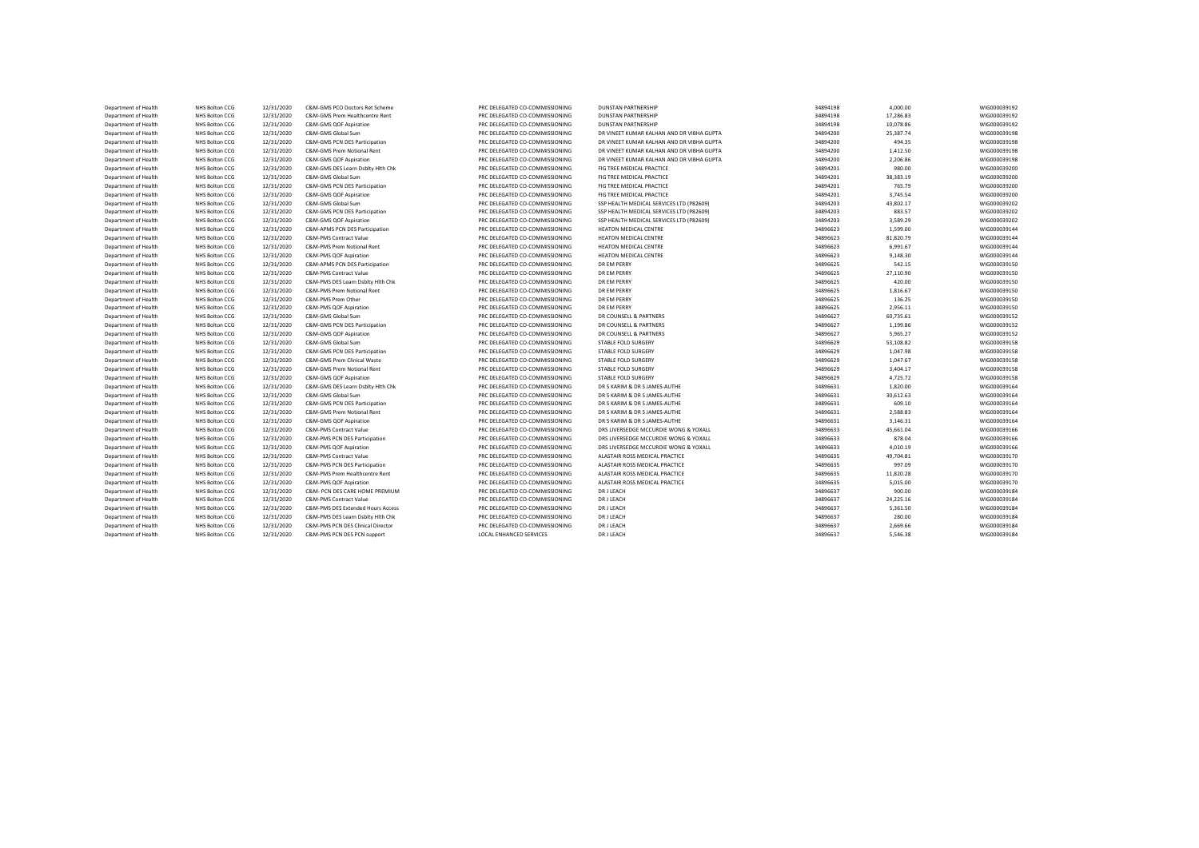| | | | | | | | | |
|---|---|---|---|---|---|---|---|---|
| Department of Health | NHS Bolton CCG | 12/31/2020 | C&M-GMS PCO Doctors Ret Scheme | PRC DELEGATED CO-COMMISSIONING | DUNSTAN PARTNERSHIP | 34894198 | 4,000.00 | WIG000039192 |
| Department of Health | NHS Bolton CCG | 12/31/2020 | C&M-GMS Prem Healthcentre Rent | PRC DELEGATED CO-COMMISSIONING | DUNSTAN PARTNERSHIP | 34894198 | 17,286.83 | WIG000039192 |
| Department of Health | NHS Bolton CCG | 12/31/2020 | C&M-GMS QOF Aspiration | PRC DELEGATED CO-COMMISSIONING | DUNSTAN PARTNERSHIP | 34894198 | 10,078.86 | WIG000039192 |
| Department of Health | NHS Bolton CCG | 12/31/2020 | C&M-GMS Global Sum | PRC DELEGATED CO-COMMISSIONING | DR VINEET KUMAR KALHAN AND DR VIBHA GUPTA | 34894200 | 25,387.74 | WIG000039198 |
| Department of Health | NHS Bolton CCG | 12/31/2020 | C&M-GMS PCN DES Participation | PRC DELEGATED CO-COMMISSIONING | DR VINEET KUMAR KALHAN AND DR VIBHA GUPTA | 34894200 | 494.35 | WIG000039198 |
| Department of Health | NHS Bolton CCG | 12/31/2020 | C&M-GMS Prem Notional Rent | PRC DELEGATED CO-COMMISSIONING | DR VINEET KUMAR KALHAN AND DR VIBHA GUPTA | 34894200 | 1,412.50 | WIG000039198 |
| Department of Health | NHS Bolton CCG | 12/31/2020 | C&M-GMS QOF Aspiration | PRC DELEGATED CO-COMMISSIONING | DR VINEET KUMAR KALHAN AND DR VIBHA GUPTA | 34894200 | 2,206.86 | WIG000039198 |
| Department of Health | NHS Bolton CCG | 12/31/2020 | C&M-GMS DES Learn Dsblty Hlth Chk | PRC DELEGATED CO-COMMISSIONING | FIG TREE MEDICAL PRACTICE | 34894201 | 980.00 | WIG000039200 |
| Department of Health | NHS Bolton CCG | 12/31/2020 | C&M-GMS Global Sum | PRC DELEGATED CO-COMMISSIONING | FIG TREE MEDICAL PRACTICE | 34894201 | 38,383.19 | WIG000039200 |
| Department of Health | NHS Bolton CCG | 12/31/2020 | C&M-GMS PCN DES Participation | PRC DELEGATED CO-COMMISSIONING | FIG TREE MEDICAL PRACTICE | 34894201 | 765.79 | WIG000039200 |
| Department of Health | NHS Bolton CCG | 12/31/2020 | C&M-GMS QOF Aspiration | PRC DELEGATED CO-COMMISSIONING | FIG TREE MEDICAL PRACTICE | 34894201 | 3,745.54 | WIG000039200 |
| Department of Health | NHS Bolton CCG | 12/31/2020 | C&M-GMS Global Sum | PRC DELEGATED CO-COMMISSIONING | SSP HEALTH MEDICAL SERVICES LTD (P82609) | 34894203 | 43,802.17 | WIG000039202 |
| Department of Health | NHS Bolton CCG | 12/31/2020 | C&M-GMS PCN DES Participation | PRC DELEGATED CO-COMMISSIONING | SSP HEALTH MEDICAL SERVICES LTD (P82609) | 34894203 | 883.57 | WIG000039202 |
| Department of Health | NHS Bolton CCG | 12/31/2020 | C&M-GMS QOF Aspiration | PRC DELEGATED CO-COMMISSIONING | SSP HEALTH MEDICAL SERVICES LTD (P82609) | 34894203 | 3,589.29 | WIG000039202 |
| Department of Health | NHS Bolton CCG | 12/31/2020 | C&M-APMS PCN DES Participation | PRC DELEGATED CO-COMMISSIONING | HEATON MEDICAL CENTRE | 34896623 | 1,599.00 | WIG000039144 |
| Department of Health | NHS Bolton CCG | 12/31/2020 | C&M-PMS Contract Value | PRC DELEGATED CO-COMMISSIONING | HEATON MEDICAL CENTRE | 34896623 | 81,820.79 | WIG000039144 |
| Department of Health | NHS Bolton CCG | 12/31/2020 | C&M-PMS Prem Notional Rent | PRC DELEGATED CO-COMMISSIONING | HEATON MEDICAL CENTRE | 34896623 | 6,991.67 | WIG000039144 |
| Department of Health | NHS Bolton CCG | 12/31/2020 | C&M-PMS QOF Aspiration | PRC DELEGATED CO-COMMISSIONING | HEATON MEDICAL CENTRE | 34896623 | 9,148.30 | WIG000039144 |
| Department of Health | NHS Bolton CCG | 12/31/2020 | C&M-APMS PCN DES Participation | PRC DELEGATED CO-COMMISSIONING | DR EM PERRY | 34896625 | 542.15 | WIG000039150 |
| Department of Health | NHS Bolton CCG | 12/31/2020 | C&M-PMS Contract Value | PRC DELEGATED CO-COMMISSIONING | DR EM PERRY | 34896625 | 27,110.90 | WIG000039150 |
| Department of Health | NHS Bolton CCG | 12/31/2020 | C&M-PMS DES Learn Dsblty Hlth Chk | PRC DELEGATED CO-COMMISSIONING | DR EM PERRY | 34896625 | 420.00 | WIG000039150 |
| Department of Health | NHS Bolton CCG | 12/31/2020 | C&M-PMS Prem Notional Rent | PRC DELEGATED CO-COMMISSIONING | DR EM PERRY | 34896625 | 1,816.67 | WIG000039150 |
| Department of Health | NHS Bolton CCG | 12/31/2020 | C&M-PMS Prem Other | PRC DELEGATED CO-COMMISSIONING | DR EM PERRY | 34896625 | 136.25 | WIG000039150 |
| Department of Health | NHS Bolton CCG | 12/31/2020 | C&M-PMS QOF Aspiration | PRC DELEGATED CO-COMMISSIONING | DR EM PERRY | 34896625 | 2,956.11 | WIG000039150 |
| Department of Health | NHS Bolton CCG | 12/31/2020 | C&M-GMS Global Sum | PRC DELEGATED CO-COMMISSIONING | DR COUNSELL & PARTNERS | 34896627 | 60,735.61 | WIG000039152 |
| Department of Health | NHS Bolton CCG | 12/31/2020 | C&M-GMS PCN DES Participation | PRC DELEGATED CO-COMMISSIONING | DR COUNSELL & PARTNERS | 34896627 | 1,199.86 | WIG000039152 |
| Department of Health | NHS Bolton CCG | 12/31/2020 | C&M-GMS QOF Aspiration | PRC DELEGATED CO-COMMISSIONING | DR COUNSELL & PARTNERS | 34896627 | 5,965.27 | WIG000039152 |
| Department of Health | NHS Bolton CCG | 12/31/2020 | C&M-GMS Global Sum | PRC DELEGATED CO-COMMISSIONING | STABLE FOLD SURGERY | 34896629 | 53,108.82 | WIG000039158 |
| Department of Health | NHS Bolton CCG | 12/31/2020 | C&M-GMS PCN DES Participation | PRC DELEGATED CO-COMMISSIONING | STABLE FOLD SURGERY | 34896629 | 1,047.98 | WIG000039158 |
| Department of Health | NHS Bolton CCG | 12/31/2020 | C&M-GMS Prem Clinical Waste | PRC DELEGATED CO-COMMISSIONING | STABLE FOLD SURGERY | 34896629 | 1,047.67 | WIG000039158 |
| Department of Health | NHS Bolton CCG | 12/31/2020 | C&M-GMS Prem Notional Rent | PRC DELEGATED CO-COMMISSIONING | STABLE FOLD SURGERY | 34896629 | 3,404.17 | WIG000039158 |
| Department of Health | NHS Bolton CCG | 12/31/2020 | C&M-GMS QOF Aspiration | PRC DELEGATED CO-COMMISSIONING | STABLE FOLD SURGERY | 34896629 | 4,725.72 | WIG000039158 |
| Department of Health | NHS Bolton CCG | 12/31/2020 | C&M-GMS DES Learn Dsblty Hlth Chk | PRC DELEGATED CO-COMMISSIONING | DR S KARIM & DR S JAMES-AUTHE | 34896631 | 1,820.00 | WIG000039164 |
| Department of Health | NHS Bolton CCG | 12/31/2020 | C&M-GMS Global Sum | PRC DELEGATED CO-COMMISSIONING | DR S KARIM & DR S JAMES-AUTHE | 34896631 | 30,612.63 | WIG000039164 |
| Department of Health | NHS Bolton CCG | 12/31/2020 | C&M-GMS PCN DES Participation | PRC DELEGATED CO-COMMISSIONING | DR S KARIM & DR S JAMES-AUTHE | 34896631 | 609.10 | WIG000039164 |
| Department of Health | NHS Bolton CCG | 12/31/2020 | C&M-GMS Prem Notional Rent | PRC DELEGATED CO-COMMISSIONING | DR S KARIM & DR S JAMES-AUTHE | 34896631 | 2,588.83 | WIG000039164 |
| Department of Health | NHS Bolton CCG | 12/31/2020 | C&M-GMS QOF Aspiration | PRC DELEGATED CO-COMMISSIONING | DR S KARIM & DR S JAMES-AUTHE | 34896631 | 3,146.31 | WIG000039164 |
| Department of Health | NHS Bolton CCG | 12/31/2020 | C&M-PMS Contract Value | PRC DELEGATED CO-COMMISSIONING | DRS LIVERSEDGE MCCURDIE WONG & YOXALL | 34896633 | 45,661.04 | WIG000039166 |
| Department of Health | NHS Bolton CCG | 12/31/2020 | C&M-PMS PCN DES Participation | PRC DELEGATED CO-COMMISSIONING | DRS LIVERSEDGE MCCURDIE WONG & YOXALL | 34896633 | 878.04 | WIG000039166 |
| Department of Health | NHS Bolton CCG | 12/31/2020 | C&M-PMS QOF Aspiration | PRC DELEGATED CO-COMMISSIONING | DRS LIVERSEDGE MCCURDIE WONG & YOXALL | 34896633 | 4,010.19 | WIG000039166 |
| Department of Health | NHS Bolton CCG | 12/31/2020 | C&M-PMS Contract Value | PRC DELEGATED CO-COMMISSIONING | ALASTAIR ROSS MEDICAL PRACTICE | 34896635 | 49,704.81 | WIG000039170 |
| Department of Health | NHS Bolton CCG | 12/31/2020 | C&M-PMS PCN DES Participation | PRC DELEGATED CO-COMMISSIONING | ALASTAIR ROSS MEDICAL PRACTICE | 34896635 | 997.09 | WIG000039170 |
| Department of Health | NHS Bolton CCG | 12/31/2020 | C&M-PMS Prem Healthcentre Rent | PRC DELEGATED CO-COMMISSIONING | ALASTAIR ROSS MEDICAL PRACTICE | 34896635 | 11,820.28 | WIG000039170 |
| Department of Health | NHS Bolton CCG | 12/31/2020 | C&M-PMS QOF Aspiration | PRC DELEGATED CO-COMMISSIONING | ALASTAIR ROSS MEDICAL PRACTICE | 34896635 | 5,015.00 | WIG000039170 |
| Department of Health | NHS Bolton CCG | 12/31/2020 | C&M- PCN DES CARE HOME PREMIUM | PRC DELEGATED CO-COMMISSIONING | DR J LEACH | 34896637 | 900.00 | WIG000039184 |
| Department of Health | NHS Bolton CCG | 12/31/2020 | C&M-PMS Contract Value | PRC DELEGATED CO-COMMISSIONING | DR J LEACH | 34896637 | 24,225.16 | WIG000039184 |
| Department of Health | NHS Bolton CCG | 12/31/2020 | C&M-PMS DES Extended Hours Access | PRC DELEGATED CO-COMMISSIONING | DR J LEACH | 34896637 | 5,361.50 | WIG000039184 |
| Department of Health | NHS Bolton CCG | 12/31/2020 | C&M-PMS DES Learn Dsblty Hlth Chk | PRC DELEGATED CO-COMMISSIONING | DR J LEACH | 34896637 | 280.00 | WIG000039184 |
| Department of Health | NHS Bolton CCG | 12/31/2020 | C&M-PMS PCN DES Clinical Director | PRC DELEGATED CO-COMMISSIONING | DR J LEACH | 34896637 | 2,669.66 | WIG000039184 |
| Department of Health | NHS Bolton CCG | 12/31/2020 | C&M-PMS PCN DES PCN support | LOCAL ENHANCED SERVICES | DR J LEACH | 34896637 | 5,546.38 | WIG000039184 |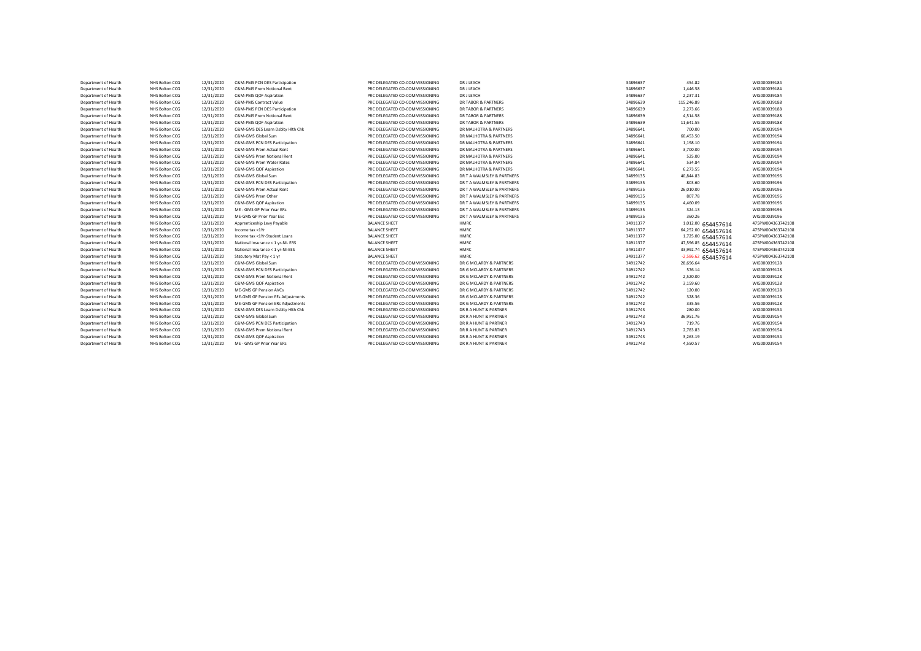| | | | | | | | | | |
|---|---|---|---|---|---|---|---|---|---|
| Department of Health | NHS Bolton CCG | 12/31/2020 | C&M-PMS PCN DES Participation | PRC DELEGATED CO-COMMISSIONING | DR J LEACH | 34896637 | 454.82 | | WIG000039184 |
| Department of Health | NHS Bolton CCG | 12/31/2020 | C&M-PMS Prem Notional Rent | PRC DELEGATED CO-COMMISSIONING | DR J LEACH | 34896637 | 1,446.58 | | WIG000039184 |
| Department of Health | NHS Bolton CCG | 12/31/2020 | C&M-PMS QOF Aspiration | PRC DELEGATED CO-COMMISSIONING | DR J LEACH | 34896637 | 2,237.31 | | WIG000039184 |
| Department of Health | NHS Bolton CCG | 12/31/2020 | C&M-PMS Contract Value | PRC DELEGATED CO-COMMISSIONING | DR TABOR & PARTNERS | 34896639 | 115,246.89 | | WIG000039188 |
| Department of Health | NHS Bolton CCG | 12/31/2020 | C&M-PMS PCN DES Participation | PRC DELEGATED CO-COMMISSIONING | DR TABOR & PARTNERS | 34896639 | 2,273.66 | | WIG000039188 |
| Department of Health | NHS Bolton CCG | 12/31/2020 | C&M-PMS Prem Notional Rent | PRC DELEGATED CO-COMMISSIONING | DR TABOR & PARTNERS | 34896639 | 4,514.58 | | WIG000039188 |
| Department of Health | NHS Bolton CCG | 12/31/2020 | C&M-PMS QOF Aspiration | PRC DELEGATED CO-COMMISSIONING | DR TABOR & PARTNERS | 34896639 | 11,641.55 | | WIG000039188 |
| Department of Health | NHS Bolton CCG | 12/31/2020 | C&M-GMS DES Learn Dsblty Hlth Chk | PRC DELEGATED CO-COMMISSIONING | DR MALHOTRA & PARTNERS | 34896641 | 700.00 | | WIG000039194 |
| Department of Health | NHS Bolton CCG | 12/31/2020 | C&M-GMS Global Sum | PRC DELEGATED CO-COMMISSIONING | DR MALHOTRA & PARTNERS | 34896641 | 60,453.50 | | WIG000039194 |
| Department of Health | NHS Bolton CCG | 12/31/2020 | C&M-GMS PCN DES Participation | PRC DELEGATED CO-COMMISSIONING | DR MALHOTRA & PARTNERS | 34896641 | 1,198.10 | | WIG000039194 |
| Department of Health | NHS Bolton CCG | 12/31/2020 | C&M-GMS Prem Actual Rent | PRC DELEGATED CO-COMMISSIONING | DR MALHOTRA & PARTNERS | 34896641 | 3,700.00 | | WIG000039194 |
| Department of Health | NHS Bolton CCG | 12/31/2020 | C&M-GMS Prem Notional Rent | PRC DELEGATED CO-COMMISSIONING | DR MALHOTRA & PARTNERS | 34896641 | 525.00 | | WIG000039194 |
| Department of Health | NHS Bolton CCG | 12/31/2020 | C&M-GMS Prem Water Rates | PRC DELEGATED CO-COMMISSIONING | DR MALHOTRA & PARTNERS | 34896641 | 534.84 | | WIG000039194 |
| Department of Health | NHS Bolton CCG | 12/31/2020 | C&M-GMS QOF Aspiration | PRC DELEGATED CO-COMMISSIONING | DR MALHOTRA & PARTNERS | 34896641 | 6,273.55 | | WIG000039194 |
| Department of Health | NHS Bolton CCG | 12/31/2020 | C&M-GMS Global Sum | PRC DELEGATED CO-COMMISSIONING | DR T A WALMSLEY & PARTNERS | 34899135 | 40,844.83 | | WIG000039196 |
| Department of Health | NHS Bolton CCG | 12/31/2020 | C&M-GMS PCN DES Participation | PRC DELEGATED CO-COMMISSIONING | DR T A WALMSLEY & PARTNERS | 34899135 | 803.60 | | WIG000039196 |
| Department of Health | NHS Bolton CCG | 12/31/2020 | C&M-GMS Prem Actual Rent | PRC DELEGATED CO-COMMISSIONING | DR T A WALMSLEY & PARTNERS | 34899135 | 26,010.00 | | WIG000039196 |
| Department of Health | NHS Bolton CCG | 12/31/2020 | C&M-GMS Prem Other | PRC DELEGATED CO-COMMISSIONING | DR T A WALMSLEY & PARTNERS | 34899135 | 807.78 | | WIG000039196 |
| Department of Health | NHS Bolton CCG | 12/31/2020 | C&M-GMS QOF Aspiration | PRC DELEGATED CO-COMMISSIONING | DR T A WALMSLEY & PARTNERS | 34899135 | 4,460.09 | | WIG000039196 |
| Department of Health | NHS Bolton CCG | 12/31/2020 | ME - GMS GP Prior Year ERs | PRC DELEGATED CO-COMMISSIONING | DR T A WALMSLEY & PARTNERS | 34899135 | 324.13 | | WIG000039196 |
| Department of Health | NHS Bolton CCG | 12/31/2020 | ME-GMS GP Prior Year EEs | PRC DELEGATED CO-COMMISSIONING | DR T A WALMSLEY & PARTNERS | 34899135 | 360.26 | | WIG000039196 |
| Department of Health | NHS Bolton CCG | 12/31/2020 | Apprenticeship Levy Payable | BALANCE SHEET | HMRC | 34911377 | 1,012.00 | 654457614 | 475PW004363742108 |
| Department of Health | NHS Bolton CCG | 12/31/2020 | Income tax <1Yr | BALANCE SHEET | HMRC | 34911377 | 64,252.00 | 654457614 | 475PW004363742108 |
| Department of Health | NHS Bolton CCG | 12/31/2020 | Income tax <1Yr-Student Loans | BALANCE SHEET | HMRC | 34911377 | 1,725.00 | 654457614 | 475PW004363742108 |
| Department of Health | NHS Bolton CCG | 12/31/2020 | National Insurance < 1 yr-NI- ERS | BALANCE SHEET | HMRC | 34911377 | 47,596.85 | 654457614 | 475PW004363742108 |
| Department of Health | NHS Bolton CCG | 12/31/2020 | National Insurance < 1 yr-NI-EES | BALANCE SHEET | HMRC | 34911377 | 33,992.74 | 654457614 | 475PW004363742108 |
| Department of Health | NHS Bolton CCG | 12/31/2020 | Statutory Mat Pay < 1 yr | BALANCE SHEET | HMRC | 34911377 | -2,586.62 | 654457614 | 475PW004363742108 |
| Department of Health | NHS Bolton CCG | 12/31/2020 | C&M-GMS Global Sum | PRC DELEGATED CO-COMMISSIONING | DR G MCLARDY & PARTNERS | 34912742 | 28,696.64 | | WIG000039128 |
| Department of Health | NHS Bolton CCG | 12/31/2020 | C&M-GMS PCN DES Participation | PRC DELEGATED CO-COMMISSIONING | DR G MCLARDY & PARTNERS | 34912742 | 576.14 | | WIG000039128 |
| Department of Health | NHS Bolton CCG | 12/31/2020 | C&M-GMS Prem Notional Rent | PRC DELEGATED CO-COMMISSIONING | DR G MCLARDY & PARTNERS | 34912742 | 2,520.00 | | WIG000039128 |
| Department of Health | NHS Bolton CCG | 12/31/2020 | C&M-GMS QOF Aspiration | PRC DELEGATED CO-COMMISSIONING | DR G MCLARDY & PARTNERS | 34912742 | 3,159.60 | | WIG000039128 |
| Department of Health | NHS Bolton CCG | 12/31/2020 | ME-GMS GP Pension AVCs | PRC DELEGATED CO-COMMISSIONING | DR G MCLARDY & PARTNERS | 34912742 | 120.00 | | WIG000039128 |
| Department of Health | NHS Bolton CCG | 12/31/2020 | ME-GMS GP Pension EEs Adjustments | PRC DELEGATED CO-COMMISSIONING | DR G MCLARDY & PARTNERS | 34912742 | 328.36 | | WIG000039128 |
| Department of Health | NHS Bolton CCG | 12/31/2020 | ME-GMS GP Pension ERs Adjustments | PRC DELEGATED CO-COMMISSIONING | DR G MCLARDY & PARTNERS | 34912742 | 335.56 | | WIG000039128 |
| Department of Health | NHS Bolton CCG | 12/31/2020 | C&M-GMS DES Learn Dsblty Hlth Chk | PRC DELEGATED CO-COMMISSIONING | DR R A HUNT & PARTNER | 34912743 | 280.00 | | WIG000039154 |
| Department of Health | NHS Bolton CCG | 12/31/2020 | C&M-GMS Global Sum | PRC DELEGATED CO-COMMISSIONING | DR R A HUNT & PARTNER | 34912743 | 36,951.76 | | WIG000039154 |
| Department of Health | NHS Bolton CCG | 12/31/2020 | C&M-GMS PCN DES Participation | PRC DELEGATED CO-COMMISSIONING | DR R A HUNT & PARTNER | 34912743 | 719.76 | | WIG000039154 |
| Department of Health | NHS Bolton CCG | 12/31/2020 | C&M-GMS Prem Notional Rent | PRC DELEGATED CO-COMMISSIONING | DR R A HUNT & PARTNER | 34912743 | 2,783.83 | | WIG000039154 |
| Department of Health | NHS Bolton CCG | 12/31/2020 | C&M-GMS QOF Aspiration | PRC DELEGATED CO-COMMISSIONING | DR R A HUNT & PARTNER | 34912743 | 3,263.19 | | WIG000039154 |
| Department of Health | NHS Bolton CCG | 12/31/2020 | ME - GMS GP Prior Year ERs | PRC DELEGATED CO-COMMISSIONING | DR R A HUNT & PARTNER | 34912743 | 4,550.57 | | WIG000039154 |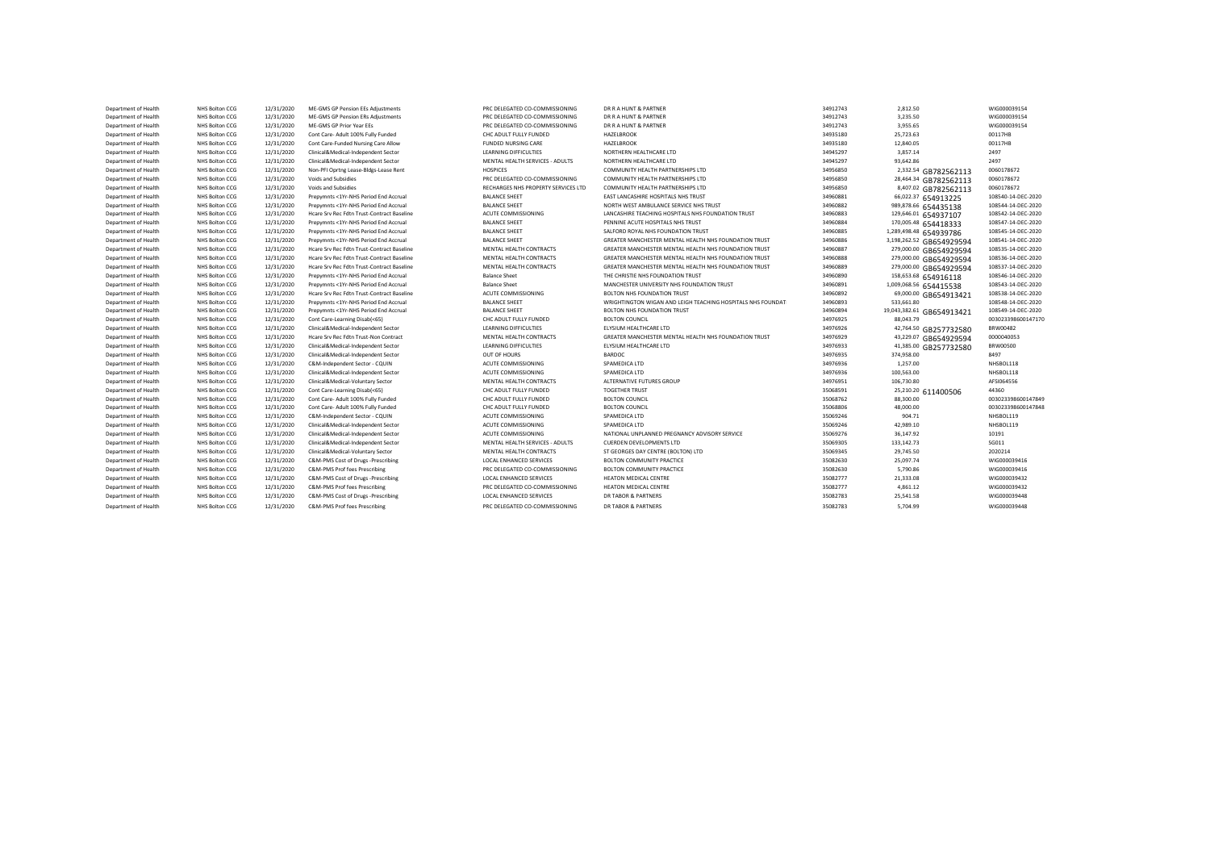| | | | | | | | | | |
|---|---|---|---|---|---|---|---|---|---|
| Department of Health | NHS Bolton CCG | 12/31/2020 | ME-GMS GP Pension EEs Adjustments | PRC DELEGATED CO-COMMISSIONING | DR R A HUNT & PARTNER | 34912743 | 2,812.50 | | WIG000039154 |
| Department of Health | NHS Bolton CCG | 12/31/2020 | ME-GMS GP Pension ERs Adjustments | PRC DELEGATED CO-COMMISSIONING | DR R A HUNT & PARTNER | 34912743 | 3,235.50 | | WIG000039154 |
| Department of Health | NHS Bolton CCG | 12/31/2020 | ME-GMS GP Prior Year EEs | PRC DELEGATED CO-COMMISSIONING | DR R A HUNT & PARTNER | 34912743 | 3,955.65 | | WIG000039154 |
| Department of Health | NHS Bolton CCG | 12/31/2020 | Cont Care- Adult 100% Fully Funded | CHC ADULT FULLY FUNDED | HAZELBROOK | 34935180 | 25,723.63 | | 00117HB |
| Department of Health | NHS Bolton CCG | 12/31/2020 | Cont Care-Funded Nursing Care Allow | FUNDED NURSING CARE | HAZELBROOK | 34935180 | 12,840.05 | | 00117HB |
| Department of Health | NHS Bolton CCG | 12/31/2020 | Clinical&Medical-Independent Sector | LEARNING DIFFICULTIES | NORTHERN HEALTHCARE LTD | 34945297 | 3,857.14 | | 2497 |
| Department of Health | NHS Bolton CCG | 12/31/2020 | Clinical&Medical-Independent Sector | MENTAL HEALTH SERVICES - ADULTS | NORTHERN HEALTHCARE LTD | 34945297 | 93,642.86 | | 2497 |
| Department of Health | NHS Bolton CCG | 12/31/2020 | Non-PFI Oprtng Lease-Bldgs-Lease Rent | HOSPICES | COMMUNITY HEALTH PARTNERSHIPS LTD | 34956850 | 2,332.54 | GB782562113 | 0060178672 |
| Department of Health | NHS Bolton CCG | 12/31/2020 | Voids and Subsidies | PRC DELEGATED CO-COMMISSIONING | COMMUNITY HEALTH PARTNERSHIPS LTD | 34956850 | 28,464.34 | GB782562113 | 0060178672 |
| Department of Health | NHS Bolton CCG | 12/31/2020 | Voids and Subsidies | RECHARGES NHS PROPERTY SERVICES LTD | COMMUNITY HEALTH PARTNERSHIPS LTD | 34956850 | 8,407.02 | GB782562113 | 0060178672 |
| Department of Health | NHS Bolton CCG | 12/31/2020 | Prepymnts <1Yr-NHS Period End Accrual | BALANCE SHEET | EAST LANCASHIRE HOSPITALS NHS TRUST | 34960881 | 66,022.37 | 654913225 | 108540-14-DEC-2020 |
| Department of Health | NHS Bolton CCG | 12/31/2020 | Prepymnts <1Yr-NHS Period End Accrual | BALANCE SHEET | NORTH WEST AMBULANCE SERVICE NHS TRUST | 34960882 | 989,878.66 | 654435138 | 108544-14-DEC-2020 |
| Department of Health | NHS Bolton CCG | 12/31/2020 | Hcare Srv Rec Fdtn Trust-Contract Baseline | ACUTE COMMISSIONING | LANCASHIRE TEACHING HOSPITALS NHS FOUNDATION TRUST | 34960883 | 129,646.01 | 654937107 | 108542-14-DEC-2020 |
| Department of Health | NHS Bolton CCG | 12/31/2020 | Prepymnts <1Yr-NHS Period End Accrual | BALANCE SHEET | PENNINE ACUTE HOSPITALS NHS TRUST | 34960884 | 170,005.48 | 654418333 | 108547-14-DEC-2020 |
| Department of Health | NHS Bolton CCG | 12/31/2020 | Prepymnts <1Yr-NHS Period End Accrual | BALANCE SHEET | SALFORD ROYAL NHS FOUNDATION TRUST | 34960885 | 1,289,498.48 | 654939786 | 108545-14-DEC-2020 |
| Department of Health | NHS Bolton CCG | 12/31/2020 | Prepymnts <1Yr-NHS Period End Accrual | BALANCE SHEET | GREATER MANCHESTER MENTAL HEALTH NHS FOUNDATION TRUST | 34960886 | 3,198,262.52 | GB654929594 | 108541-14-DEC-2020 |
| Department of Health | NHS Bolton CCG | 12/31/2020 | Hcare Srv Rec Fdtn Trust-Contract Baseline | MENTAL HEALTH CONTRACTS | GREATER MANCHESTER MENTAL HEALTH NHS FOUNDATION TRUST | 34960887 | 279,000.00 | GB654929594 | 108535-14-DEC-2020 |
| Department of Health | NHS Bolton CCG | 12/31/2020 | Hcare Srv Rec Fdtn Trust-Contract Baseline | MENTAL HEALTH CONTRACTS | GREATER MANCHESTER MENTAL HEALTH NHS FOUNDATION TRUST | 34960888 | 279,000.00 | GB654929594 | 108536-14-DEC-2020 |
| Department of Health | NHS Bolton CCG | 12/31/2020 | Hcare Srv Rec Fdtn Trust-Contract Baseline | MENTAL HEALTH CONTRACTS | GREATER MANCHESTER MENTAL HEALTH NHS FOUNDATION TRUST | 34960889 | 279,000.00 | GB654929594 | 108537-14-DEC-2020 |
| Department of Health | NHS Bolton CCG | 12/31/2020 | Prepymnts <1Yr-NHS Period End Accrual | Balance Sheet | THE CHRISTIE NHS FOUNDATION TRUST | 34960890 | 158,653.68 | 654916118 | 108546-14-DEC-2020 |
| Department of Health | NHS Bolton CCG | 12/31/2020 | Prepymnts <1Yr-NHS Period End Accrual | Balance Sheet | MANCHESTER UNIVERSITY NHS FOUNDATION TRUST | 34960891 | 1,009,068.56 | 654415538 | 108543-14-DEC-2020 |
| Department of Health | NHS Bolton CCG | 12/31/2020 | Hcare Srv Rec Fdtn Trust-Contract Baseline | ACUTE COMMISSIONING | BOLTON NHS FOUNDATION TRUST | 34960892 | 69,000.00 | GB654913421 | 108538-14-DEC-2020 |
| Department of Health | NHS Bolton CCG | 12/31/2020 | Prepymnts <1Yr-NHS Period End Accrual | BALANCE SHEET | WRIGHTINGTON WIGAN AND LEIGH TEACHING HOSPITALS NHS FOUNDAT | 34960893 | 533,661.80 | | 108548-14-DEC-2020 |
| Department of Health | NHS Bolton CCG | 12/31/2020 | Prepymnts <1Yr-NHS Period End Accrual | BALANCE SHEET | BOLTON NHS FOUNDATION TRUST | 34960894 | 19,043,382.61 | GB654913421 | 108549-14-DEC-2020 |
| Department of Health | NHS Bolton CCG | 12/31/2020 | Cont Care-Learning Disab(<65) | CHC ADULT FULLY FUNDED | BOLTON COUNCIL | 34976925 | 88,043.79 | | 003023398600147170 |
| Department of Health | NHS Bolton CCG | 12/31/2020 | Clinical&Medical-Independent Sector | LEARNING DIFFICULTIES | ELYSIUM HEALTHCARE LTD | 34976926 | 42,764.50 | GB257732580 | BRW00482 |
| Department of Health | NHS Bolton CCG | 12/31/2020 | Hcare Srv Rec Fdtn Trust-Non Contract | MENTAL HEALTH CONTRACTS | GREATER MANCHESTER MENTAL HEALTH NHS FOUNDATION TRUST | 34976929 | 43,229.07 | GB654929594 | 0000040053 |
| Department of Health | NHS Bolton CCG | 12/31/2020 | Clinical&Medical-Independent Sector | LEARNING DIFFICULTIES | ELYSIUM HEALTHCARE LTD | 34976933 | 41,385.00 | GB257732580 | BRW00500 |
| Department of Health | NHS Bolton CCG | 12/31/2020 | Clinical&Medical-Independent Sector | OUT OF HOURS | BARDOC | 34976935 | 374,958.00 | | 8497 |
| Department of Health | NHS Bolton CCG | 12/31/2020 | C&M-Independent Sector - CQUIN | ACUTE COMMISSIONING | SPAMEDICA LTD | 34976936 | 1,257.00 | | NHSBOL118 |
| Department of Health | NHS Bolton CCG | 12/31/2020 | Clinical&Medical-Independent Sector | ACUTE COMMISSIONING | SPAMEDICA LTD | 34976936 | 100,563.00 | | NHSBOL118 |
| Department of Health | NHS Bolton CCG | 12/31/2020 | Clinical&Medical-Independent Sector | MENTAL HEALTH CONTRACTS | ALTERNATIVE FUTURES GROUP | 34976951 | 106,730.80 | | AFSI064556 |
| Department of Health | NHS Bolton CCG | 12/31/2020 | Cont Care-Learning Disab(<65) | CHC ADULT FULLY FUNDED | TOGETHER TRUST | 35068591 | 25,210.20 | 611400506 | 44360 |
| Department of Health | NHS Bolton CCG | 12/31/2020 | Cont Care- Adult 100% Fully Funded | CHC ADULT FULLY FUNDED | BOLTON COUNCIL | 35068762 | 88,300.00 | | 003023398600147849 |
| Department of Health | NHS Bolton CCG | 12/31/2020 | Cont Care- Adult 100% Fully Funded | CHC ADULT FULLY FUNDED | BOLTON COUNCIL | 35068806 | 48,000.00 | | 003023398600147848 |
| Department of Health | NHS Bolton CCG | 12/31/2020 | C&M-Independent Sector - CQUIN | ACUTE COMMISSIONING | SPAMEDICA LTD | 35069246 | 904.71 | | NHSBOL119 |
| Department of Health | NHS Bolton CCG | 12/31/2020 | Clinical&Medical-Independent Sector | ACUTE COMMISSIONING | SPAMEDICA LTD | 35069246 | 42,989.10 | | NHSBOL119 |
| Department of Health | NHS Bolton CCG | 12/31/2020 | Clinical&Medical-Independent Sector | ACUTE COMMISSIONING | NATIONAL UNPLANNED PREGNANCY ADVISORY SERVICE | 35069276 | 36,147.92 | | 10191 |
| Department of Health | NHS Bolton CCG | 12/31/2020 | Clinical&Medical-Independent Sector | MENTAL HEALTH SERVICES - ADULTS | CUERDEN DEVELOPMENTS LTD | 35069305 | 133,142.73 | | SG011 |
| Department of Health | NHS Bolton CCG | 12/31/2020 | Clinical&Medical-Voluntary Sector | MENTAL HEALTH CONTRACTS | ST GEORGES DAY CENTRE (BOLTON) LTD | 35069345 | 29,745.50 | | 2020214 |
| Department of Health | NHS Bolton CCG | 12/31/2020 | C&M-PMS Cost of Drugs -Prescribing | LOCAL ENHANCED SERVICES | BOLTON COMMUNITY PRACTICE | 35082630 | 25,097.74 | | WIG000039416 |
| Department of Health | NHS Bolton CCG | 12/31/2020 | C&M-PMS Prof fees Prescribing | PRC DELEGATED CO-COMMISSIONING | BOLTON COMMUNITY PRACTICE | 35082630 | 5,790.86 | | WIG000039416 |
| Department of Health | NHS Bolton CCG | 12/31/2020 | C&M-PMS Cost of Drugs -Prescribing | LOCAL ENHANCED SERVICES | HEATON MEDICAL CENTRE | 35082777 | 21,333.08 | | WIG000039432 |
| Department of Health | NHS Bolton CCG | 12/31/2020 | C&M-PMS Prof fees Prescribing | PRC DELEGATED CO-COMMISSIONING | HEATON MEDICAL CENTRE | 35082777 | 4,861.12 | | WIG000039432 |
| Department of Health | NHS Bolton CCG | 12/31/2020 | C&M-PMS Cost of Drugs -Prescribing | LOCAL ENHANCED SERVICES | DR TABOR & PARTNERS | 35082783 | 25,541.58 | | WIG000039448 |
| Department of Health | NHS Bolton CCG | 12/31/2020 | C&M-PMS Prof fees Prescribing | PRC DELEGATED CO-COMMISSIONING | DR TABOR & PARTNERS | 35082783 | 5,704.99 | | WIG000039448 |